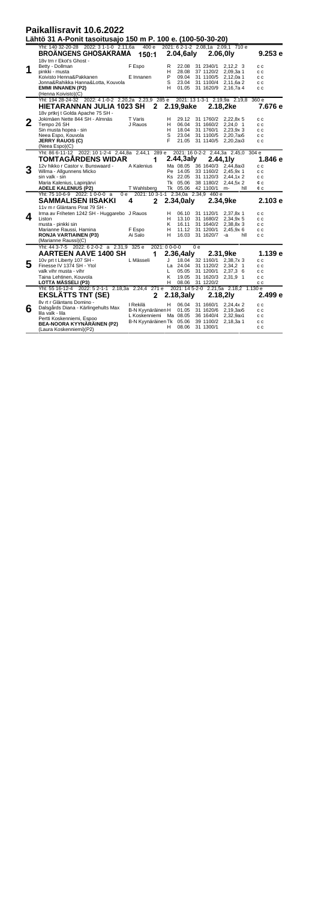# Paikallisravit 10.6.2022

## Lähtö 31 A-Ponit tasoitusajo 150 m P. 100 e. (100-50-30-20)

**1** Yht: 140 32-20-28 2022: 3 1-1-0 2,11,6a 400 e 2021: 6 2-1-2 2,08,1a 2,09,1 710 e
**BROÄNGENS GHOSAKRAMA** 150:1 2.04,6aly 2.06,0ly **9.253 e**
18v tm r Ekot's Ghost -
Betty - Dollman — F Espo
pinkki - musta
Koivisto Henna&Pakkanen — E Innanen
Jonna&Rahikka Hanna&Lotta, Kouvola
**EMMI INNANEN (P2)**
(Henna Koivisto)(C)

| | | | | |
|---|---|---|---|---|
| R | 22.08 | 31 2340/1 | 2,12,2 3 | c c |
| H | 28.08 | 37 1120/2 | 2,09,3a 1 | c c |
| P | 09.04 | 31 1100/5 | 2,12,0a 1 | c c |
| S | 23.04 | 31 1100/4 | 2,11,6a 2 | c c |
| H | 01.05 | 31 1620/9 | 2,16,7a 4 | c c |

**2** Yht: 194 28-24-32 2022: 4 1-0-2 2,20,2a 2,23,9 285 e 2021: 13 1-3-1 2,19,9a 2,19,8 360 e
**HIETARANNAN JULIA 1023 SH** 2 2.19,9ake 2.18,2ke **7.676 e**
18v prtkrj t Golda Apache 75 SH -
Jokimäen Nette 844 SH - Almnäs — T Varis
Tempo 26 SH — J Rauos
Sin musta hopea - sin
Neea Espo, Kouvola
**JERRY RAUOS (C)**
(Neea Espo)(C)

| | | | | |
|---|---|---|---|---|
| H | 29.12 | 31 1760/2 | 2,22,8x 5 | c c |
| H | 06.04 | 31 1660/2 | 2,24,0 1 | c c |
| H | 18.04 | 31 1760/1 | 2,23,9x 3 | c c |
| S | 23.04 | 31 1100/5 | 2,20,7a6 | c c |
| F | 21.05 | 31 1140/5 | 2,20,2a3 | c c |

**3** Yht: 86 6-11-12 2022: 10 1-2-4 2,44,8a 2,44,1 289 e 2021: 16 0-2-2 2,44,3a 2,45,0 304 e
**TOMTAGÅRDENS WIDAR** 1 2.44,3aly 2.44,1ly **1.846 e**
12v hikko r Castor v. Bunswaard - — A Kalenius
Wilma - Allgunnens Micko
sin valk - sin
Maria Kalenius, Lapinjärvi
**ADELE KALENIUS (P2)** — T Wahlsberg

| | | | | |
|---|---|---|---|---|
| Ma | 08.05 | 36 1640/3 | 2,44,8ax3 | c c |
| Pe | 14.05 | 33 1160/2 | 2,45,9x 1 | c c |
| Ks | 22.05 | 31 1120/3 | 2,44,1x 2 | c c |
| Tk | 05.06 | 38 1180/2 | 2,44,5x 2 | ¢ c |
| Tk | 05.06 | 42 1100/1 | m- hll | ¢ c |

**4** Yht: 75 10-6-9 2022: 1 0-0-0 a 0 e 2021: 10 3-1-1 2,34,0a 2,34,9 460 e
**SAMMALISEN IISAKKI** 4 2 2.34,0aly 2.34,9ke **2.103 e**
11v m r Gläntans Pirat 79 SH -
Irma av Friheten 1242 SH - Huggarebo — J Rauos
Liston
musta - pinkki sin
Marianne Raussi, Hamina — F Espo
**RONJA VARTIAINEN (P3)** — Ai Salo
(Marianne Raussi)(C)

| | | | | |
|---|---|---|---|---|
| H | 06.10 | 31 1120/1 | 2,37,8x 1 | c c |
| H | 13.10 | 31 1680/2 | 2,34,9x 5 | c c |
| K | 16.11 | 31 1640/2 | 2,38,8x 3 | c c |
| H | 11.12 | 31 1200/1 | 2,45,9x 6 | c c |
| H | 16.03 | 31 1620/7 | -a hll | c c |

**5** Yht: 44 3-7-5 2022: 6 2-0-2 a 2,31,9 325 e 2021: 0 0-0-0 0 e
**AARTEEN AAVE 1400 SH** 1 2.36,4aly 2.31,9ke **1.139 e**
10v prt t Liberty 107 SH - — L Mässeli
Finesse IV 1374 SH - Ytol
valk vihr musta - vihr
Taina Lehtinen, Kouvola
**LOTTA MÄSSELI (P3)**

| | | | | |
|---|---|---|---|---|
| J | 18.04 | 32 1160/1 | 2,38,7x 3 | c c |
| La | 24.04 | 31 1120/2 | 2,34,2 1 | c c |
| L | 05.05 | 31 1200/1 | 2,37,3 6 | c c |
| K | 19.05 | 31 1620/3 | 2,31,9 1 | c c |
| H | 08.06 | 31 1220/2 | | c c |

**6** Yht: 55 16-12-4 2022: 5 2-1-1 2,18,3a 2,24,4 271 e 2021: 14 5-2-0 2,21,5a 2,18,2 1.130 e
**EKSLÄTTS TNT (SE)** 2 2.18,3aly 2.18,2ly **2.499 e**
8v rt r Gläntans Domino -
Dalsgårds Diana - Kärlingehults Max — I Rekilä
lila valk - lila — B-N Kyynäräinen
Pertti Koskenniemi, Espoo — L Koskenniemi
**BEA-NOORA KYYNÄRÄINEN (P2)** — B-N Kyynäräinen
(Laura Koskenniemi)(P2)

| | | | | |
|---|---|---|---|---|
| H | 06.04 | 31 1660/1 | 2,24,4x 2 | c c |
| H | 01.05 | 31 1620/6 | 2,19,3a6 | c c |
| Ma | 08.05 | 36 1640/4 | 2,32,9ax1 | c c |
| Tk | 05.06 | 39 1100/2 | 2,18,3a 1 | c c |
| H | 08.06 | 31 1300/1 | | c c |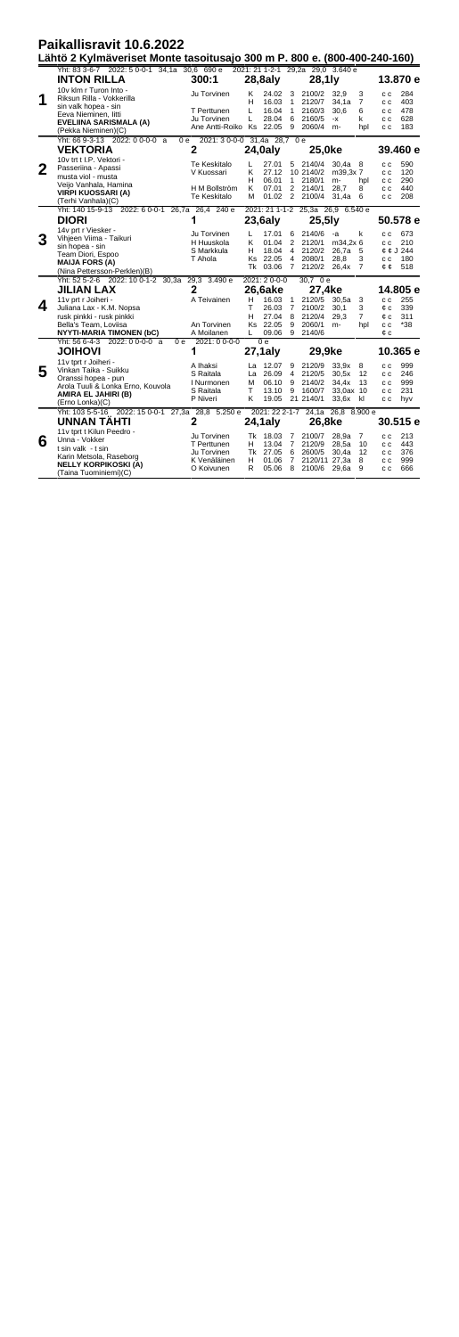# Paikallisravit 10.6.2022

## Lähtö 2 Kylmäveriset Monte tasoitusajo 300 m P. 800 e. (800-400-240-160)

### 1 INTON RILLA

Yht: 83 3-6-7 2022: 5 0-0-1 34,1a 30,6 690 e | 2021: 21 1-2-1 29,2a 29,0 3.640 e

300:1 | 28,8aly | 28,1ly | 13.870 e

10v klm r Turon Into - Riksun Rilla - Vokkerilla
sin valk hopea - sin
Eeva Nieminen, Iitti
**EVELIINA SARISMALA (A)**
(Pekka Nieminen)(C)

| Valmentaja | Rata | Pvm | Lähtö | Matka | Aika | Sij | Kengät | Kerroin |
|---|---|---|---|---|---|---|---|---|
| Ju Torvinen | K | 24.02 | 3 | 2100/2 | 32,9 | 3 | c c | 284 |
| | H | 16.03 | 1 | 2120/7 | 34,1a | 7 | c c | 403 |
| T Perttunen | L | 16.04 | 1 | 2160/3 | 30,6 | 6 | c c | 478 |
| Ju Torvinen | L | 28.04 | 6 | 2160/5 | -x | k | c c | 628 |
| Ane Antti-Roiko | Ks | 22.05 | 9 | 2060/4 | m- | hpl | c c | 183 |

### 2 VEKTORIA

Yht: 66 9-3-13 2022: 0 0-0-0 a 0 e | 2021: 3 0-0-0 31,4a 28,7 0 e

2 | 24,0aly | 25,0ke | 39.460 e

10v trt t I.P. Vektori - Passeriina - Apassi
musta viol - musta
Veijo Vanhala, Hamina
**VIRPI KUOSSARI (A)**
(Terhi Vanhala)(C)

| Valmentaja | Rata | Pvm | Lähtö | Matka | Aika | Sij | Kengät | Kerroin |
|---|---|---|---|---|---|---|---|---|
| Te Keskitalo | L | 27.01 | 5 | 2140/4 | 30,4a | 8 | c c | 590 |
| V Kuossari | K | 27.12 | 10 | 2140/2 | m39,3x | 7 | c c | 120 |
| | H | 06.01 | 1 | 2180/1 | m- | hpl | c c | 290 |
| H M Bollström | K | 07.01 | 2 | 2140/1 | 28,7 | 8 | c c | 440 |
| Te Keskitalo | M | 01.02 | 2 | 2100/4 | 31,4a | 6 | c c | 208 |

### 3 DIORI

Yht: 140 15-9-13 2022: 6 0-0-1 26,7a 26,4 240 e | 2021: 21 1-1-2 25,3a 26,9 6.540 e

1 | 23,6aly | 25,5ly | 50.578 e

14v rt r Viesker - Vihjeen Viima - Taikuri
sin hopea - sin
Team Diori, Espoo
**MAIJA FORS (A)**
(Nina Pettersson-Perklen)(B)

| Valmentaja | Rata | Pvm | Lähtö | Matka | Aika | Sij | Kengät | Kerroin |
|---|---|---|---|---|---|---|---|---|
| Ju Torvinen | L | 17.01 | 6 | 2140/6 | -a | k | c c | 673 |
| H Huuskola | K | 01.04 | 2 | 2120/1 | m34,2x | 6 | c c | 210 |
| S Markkula | H | 18.04 | 4 | 2120/2 | 26,7a | 5 | ¢ ¢ J | 244 |
| T Ahola | Ks | 22.05 | 4 | 2080/1 | 28,8 | 3 | c c | 180 |
| | Tk | 03.06 | 7 | 2120/2 | 26,4x | 7 | ¢ ¢ | 518 |

### 4 JILIAN LAX

Yht: 52 5-2-6 2022: 10 0-1-2 30,3a 29,3 3.490 e | 2021: 2 0-0-0 30,7 0 e

2 | 26,6ake | 27,4ke | 14.805 e

11v prt r Joiheri - Juliana Lax - K.M. Nopsa
rusk pinkki - rusk pinkki
Bella's Team, Loviisa
**NYYTI-MARIA TIMONEN (bC)**

| Valmentaja | Rata | Pvm | Lähtö | Matka | Aika | Sij | Kengät | Kerroin |
|---|---|---|---|---|---|---|---|---|
| A Teivainen | H | 16.03 | 1 | 2120/5 | 30,5a | 3 | c c | 255 |
| | T | 26.03 | 7 | 2100/2 | 30,1 | 3 | ¢ c | 339 |
| | H | 27.04 | 8 | 2120/4 | 29,3 | 7 | ¢ c | 311 |
| An Torvinen | Ks | 22.05 | 9 | 2060/1 | m- | hpl | c c | *38 |
| A Moilanen | L | 09.06 | 9 | 2140/6 | | | ¢ c | |

### 5 JOIHOVI

Yht: 56 6-4-3 2022: 0 0-0-0 a 0 e | 2021: 0 0-0-0 0 e

1 | 27,1aly | 29,9ke | 10.365 e

11v tprt r Joiheri - Vinkan Taika - Suikku
Oranssi hopea - pun
Arola Tuuli & Lonka Erno, Kouvola
**AMIRA EL JAHIRI (B)**
(Erno Lonka)(C)

| Valmentaja | Rata | Pvm | Lähtö | Matka | Aika | Sij | Kengät | Kerroin |
|---|---|---|---|---|---|---|---|---|
| A Ihaksi | La | 12.07 | 9 | 2120/9 | 33,9x | 8 | c c | 999 |
| S Raitala | La | 26.09 | 4 | 2120/5 | 30,5x | 12 | c c | 246 |
| I Nurmonen | M | 06.10 | 9 | 2140/2 | 34,4x | 13 | c c | 999 |
| S Raitala | T | 13.10 | 9 | 1600/7 | 33,0ax | 10 | c c | 231 |
| P Niveri | K | 19.05 | 21 | 2140/1 | 33,6x | kl | c c | hyv |

### 6 UNNAN TÄHTI

Yht: 103 5-5-16 2022: 15 0-0-1 27,3a 28,8 5.250 e | 2021: 22 2-1-7 24,1a 26,8 8.900 e

2 | 24,1aly | 26,8ke | 30.515 e

11v tprt t Kilun Peedro - Unna - Vokker
t sin valk - t sin
Karin Metsola, Raseborg
**NELLY KORPIKOSKI (A)**
(Taina Tuominiemi)(C)

| Valmentaja | Rata | Pvm | Lähtö | Matka | Aika | Sij | Kengät | Kerroin |
|---|---|---|---|---|---|---|---|---|
| Ju Torvinen | Tk | 18.03 | 7 | 2100/7 | 28,9a | 7 | c c | 213 |
| T Perttunen | H | 13.04 | 7 | 2120/9 | 28,5a | 10 | c c | 443 |
| Ju Torvinen | Tk | 27.05 | 6 | 2600/5 | 30,4a | 12 | c c | 376 |
| K Venäläinen | H | 01.06 | 7 | 2120/11 | 27,3a | 8 | c c | 999 |
| O Koivunen | R | 05.06 | 8 | 2100/6 | 29,6a | 9 | c c | 666 |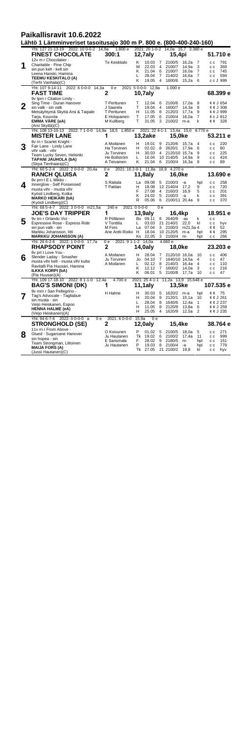# Paikallisravit 10.6.2022

## Lähtö 1 Lämminveriset tasoitusajo 300 m P. 800 e. (800-400-240-160)

Yht: 127 21-13-19 2022: 10 0-0-2 14,9a 1.800 e 2021: 20 1-0-2 14,0a 15,7 3.380 e

**1** **FINEST CHOCOLATE** 300:1 12,7aly 15,4pi 51.710 e
12v m r Chocolatier -
Charitable - Pine Chip
sin pun kelt - kelt sin
Leena Hanski, Hamina
**TEEMU KESKITALO (A)**
(Terhi Vanhala)(C)

| | | | | | | | |
|---|---|---|---|---|---|---|---|
| Te Keskitalo | K | 10.03 | 7 | 2100/5 | 16,2a | 7 | c c 791 |
| | M | 22.03 | 4 | 2100/7 | 14,9a | 3 | c c 369 |
| | K | 21.04 | 6 | 2100/7 | 16,0a | 7 | c c 745 |
| | L | 28.04 | 7 | 2140/2 | 16,6a | 7 | c c 594 |
| | K | 19.05 | 4 | 1600/6 | 15,2a | 6 | c c J 999 |

Yht: 107 9-14-11 2022: 6 0-0-0 14,3a 0 e 2021: 5 0-0-0 12,8a 1.000 e

**2** **FAST TIME** 2 10,7aly 68.399 e
9v tprn r Citation Lindy -
Sing Time - Duran Hanover
sin valk - sin valk
Metsäyhtymä Skyttä Arsi & Taipale
Tarja, Kouvola
**EMMA VÄRE (aA)**
(Arsi Skyttä)(C)

| | | | | | | | |
|---|---|---|---|---|---|---|---|
| T Perttunen | T | 12.04 | 6 | 2100/6 | 17,0a | 8 | ¢ ¢ J 654 |
| J Saarela | T | 19.04 | 4 | 1600/7 | 14,3a | 8 | ¢ ¢ J 308 |
| T Perttunen | H | 11.05 | 8 | 2120/3 | 17,7a | 9 | ¢ ¢ J 999 |
| E Holopainen | T | 17.05 | 6 | 2100/4 | 16,0a | 7 | ¢ c J 812 |
| M Kullberg | T | 31.05 | 3 | 2100/2 | m-a | k | ¢ ¢ 328 |

Yht: 108 13-10-13 2022: 7 1-0-0 14,9a 18,5 1.850 e 2021: 22 4-1-1 13,4a 15,0 9.770 e

**3** **MISTER LANE** 1 13,2ake 15,0ke 53.211 e
8v m r Scarlet Knight -
Fair Lane - Lindy Lane
vihr valk - vihr
Team Lucky Seven, Helsinki
**TAPANI JAUHOLA (bA)**
(Sirpa Tienhaara)(C)

| | | | | | | | |
|---|---|---|---|---|---|---|---|
| A Moilanen | H | 19.01 | 9 | 2120/6 | 15,7a | 4 | c c 220 |
| Ha Torvinen | H | 02.02 | 8 | 2620/1 | 17,9a | 6 | c c 80 |
| Ju Torvinen | H | 30.03 | 4 | 2120/10 | 15,7a | 9 | c c 225 |
| He Bollström | L | 16.04 | 10 | 2140/5 | 14,9a | 9 | c c 424 |
| A Teivainen | K | 21.04 | 6 | 2100/4 | 16,3a | 8 | c c 89 |

Yht: 60 5-2-4 2022: 2 0-0-0 20,4a 0 e 2021: 16 2-0-1 11,8a 16,9 4.270 e

**4** **RANCH QLUISA** 2 11,8aly 16,0ke 13.690 e
8v prn t E L Mikko -
Innerglow - Self Possessed
musta vihr - musta vihr
Kyösti Lindberg, Kotka
**MARKO HEIKARI (bA)**
(Kyösti Lindberg)(C)

| | | | | | | | |
|---|---|---|---|---|---|---|---|
| S Raitala | La | 09.08 | 5 | 2100/3 | -a | hpl | c c 258 |
| T Paldan | H | 18.08 | 12 | 2140/4 | 17,2 | 9 | c c 720 |
| | F | 27.08 | 4 | 2160/3 | 16,9 | 5 | c c 201 |
| | K | 24.02 | 5 | 2100/3 | -a | k | c c 391 |
| | R | 05.06 | 6 | 2100/11 | 20,4a | 9 | c c 370 |

Yht: 68 5-4-7 2022: 3 0-0-0 m21,5a 240 e 2021: 0 0-0-0 0 e

**5** **JOE'S DAY TRIPPER** 1 13,9aly 16,4kp 18.951 e
9v tm r Orlando Vici -
Expressive Rose - Express Ride
sin pun valk - sin
Markku Johansson, Iitti
**MARKKU JOHANSSON (A)**

| | | | | | | | |
|---|---|---|---|---|---|---|---|
| R Pöllänen | Bs | 09.11 | 8 | 2640/9 | -ax | k | c c |
| V Tonttila | L | 03.03 | 21 | 2140/1 | 22,0 | kl | c c hyv |
| M Fors | La | 07.04 | 3 | 2100/3 | m21,5a | 4 | ¢ ¢ 52 |
| Ane Antti-Roiko | H | 18.04 | 10 | 2120/5 | m-a | hpl | ¢ ¢ 295 |
| | Ks | 22.05 | 3 | 2100/4 | m- | hpl | c c 266 |

Yht: 26 6-2-6 2022: 1 0-0-0 17,7a 0 e 2021: 9 1-1-2 14,0a 4.660 e

**6** **RHAPSODY POINT** 2 14,0aly 18,0ke 23.203 e
6v prt t Love You -
Slender Laday - Smasher
musta vihr kelt - musta vihr kulta
Ravitalli Pia Huusari, Hamina
**ILKKA KORPI (bA)**
(Pia Huusari)(A)

| | | | | | | | |
|---|---|---|---|---|---|---|---|
| A Moilanen | H | 28.04 | 7 | 2120/10 | 16,0a | 10 | c c 406 |
| Ju Torvinen | Jo | 04.10 | 7 | 1640/10 | 14,5a | 4 | c c 47 |
| A Moilanen | L | 02.12 | 8 | 2140/3 | 16,4a | 4 | c c 110 |
| | K | 12.12 | 7 | 1600/2 | 14,0a | 3 | c c 216 |
| | K | 06.01 | 5 | 2100/8 | 17,7a | 10 | c c 47 |

Yht: 109 17-18-10 2022: 8 1-1-0 12,4a 4.700 e 2021: 25 4-1-1 11,2a 13,9 15.648 e

**7** **BAG'S SIMONI (DK)** 1 11,1aly 13,5ke 107.535 e
9v mrn r San Pellegrino -
Tag's Advocate - Tagliabue
sin musta - sin
Veijo Heiskanen, Espoo
**HENNA HALME (eA)**
(Veijo Heiskanen)(A)

| | | | | | | | |
|---|---|---|---|---|---|---|---|
| H Halme | H | 30.03 | 5 | 1620/2 | m-a | hpl | ¢ ¢ 75 |
| | H | 20.04 | 9 | 2120/1 | 15,1a | 10 | ¢ ¢ J 261 |
| | L | 28.04 | 8 | 1640/6 | 12,4a | 1 | ¢ ¢ J 237 |
| | H | 11.05 | 8 | 2120/9 | 13,8a | 6 | ¢ ¢ J 259 |
| | H | 25.05 | 4 | 1620/9 | 12,5a | 2 | ¢ ¢ J 235 |

Yht: 94 6-7-6 2022: 6 0-0-0 a 0 e 2021: 6 0-0-0 15,9a 0 e

**8** **STRONGHOLD (SE)** 2 12,0aly 15,4ke 38.764 e
11v m r From Above -
Glued - Sugarcane Hanover
sin hopea - sin
Team Strongman, Littoinen
**MAIJA FORS (A)**
(Jussi Hautanen)(C)

| | | | | | | | |
|---|---|---|---|---|---|---|---|
| O Koivunen | P | 01.02 | 5 | 2100/5 | 18,0a | 5 | c c 271 |
| Ju Hautanen | Tk | 19.02 | 6 | 2100/2 | 17,4a | 11 | c c 999 |
| E Sarismala | F | 28.02 | 9 | 2180/5 | m- | hpl | c c 151 |
| Ju Hautanen | P | 19.03 | 8 | 2100/4 | -a | hpl | c c 779 |
| | Tk | 27.05 | 21 | 2100/2 | 19,8 | kl | c c hyv |